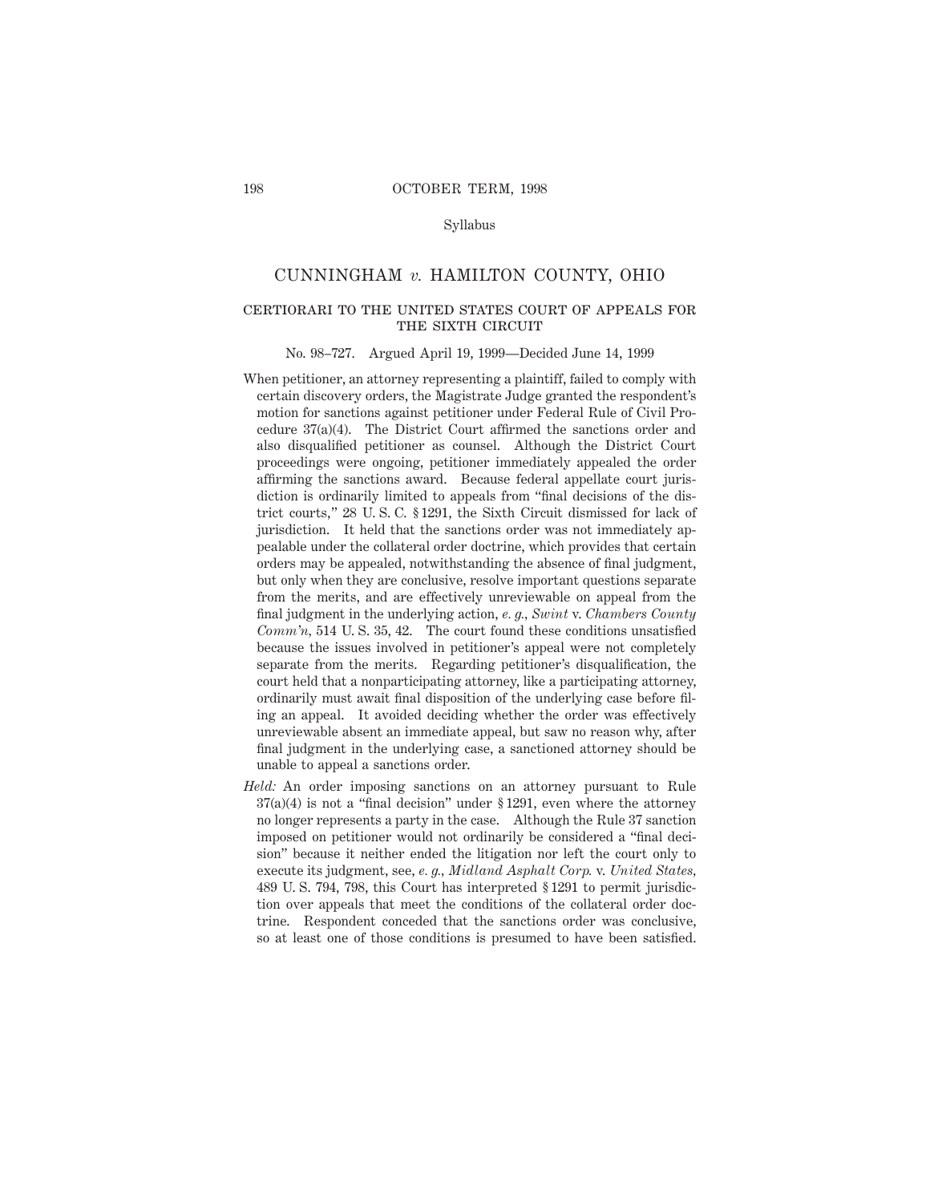Syllabus

# CUNNINGHAM *v.* HAMILTON COUNTY, OHIO

## CERTIORARI TO THE UNITED STATES COURT OF APPEALS FOR THE SIXTH CIRCUIT

No. 98–727. Argued April 19, 1999—Decided June 14, 1999

When petitioner, an attorney representing a plaintiff, failed to comply with certain discovery orders, the Magistrate Judge granted the respondent's motion for sanctions against petitioner under Federal Rule of Civil Procedure 37(a)(4). The District Court affirmed the sanctions order and also disqualified petitioner as counsel. Although the District Court proceedings were ongoing, petitioner immediately appealed the order affirming the sanctions award. Because federal appellate court jurisdiction is ordinarily limited to appeals from "final decisions of the district courts," 28 U. S. C. § 1291, the Sixth Circuit dismissed for lack of jurisdiction. It held that the sanctions order was not immediately appealable under the collateral order doctrine, which provides that certain orders may be appealed, notwithstanding the absence of final judgment, but only when they are conclusive, resolve important questions separate from the merits, and are effectively unreviewable on appeal from the final judgment in the underlying action, *e. g., Swint* v. *Chambers County Comm'n*, 514 U. S. 35, 42. The court found these conditions unsatisfied because the issues involved in petitioner's appeal were not completely separate from the merits. Regarding petitioner's disqualification, the court held that a nonparticipating attorney, like a participating attorney, ordinarily must await final disposition of the underlying case before filing an appeal. It avoided deciding whether the order was effectively unreviewable absent an immediate appeal, but saw no reason why, after final judgment in the underlying case, a sanctioned attorney should be unable to appeal a sanctions order.

*Held:* An order imposing sanctions on an attorney pursuant to Rule 37(a)(4) is not a "final decision" under § 1291, even where the attorney no longer represents a party in the case. Although the Rule 37 sanction imposed on petitioner would not ordinarily be considered a "final decision" because it neither ended the litigation nor left the court only to execute its judgment, see, *e. g., Midland Asphalt Corp.* v. *United States*, 489 U. S. 794, 798, this Court has interpreted § 1291 to permit jurisdiction over appeals that meet the conditions of the collateral order doctrine. Respondent conceded that the sanctions order was conclusive, so at least one of those conditions is presumed to have been satisfied.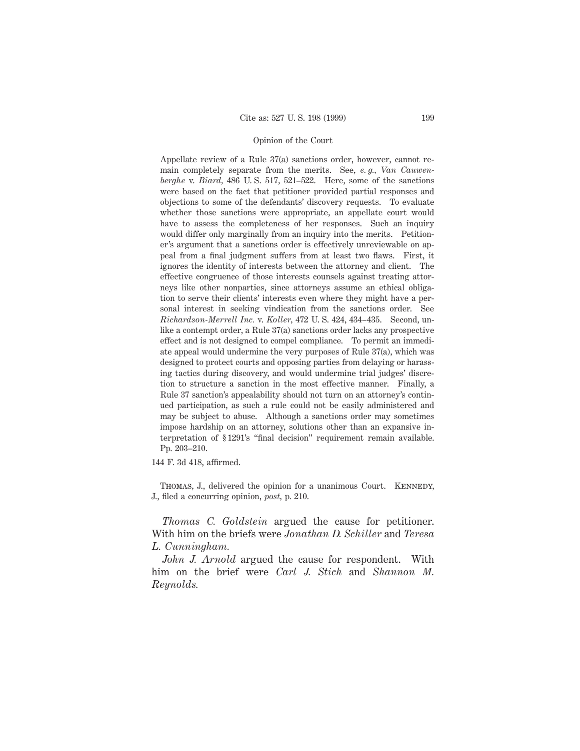Appellate review of a Rule 37(a) sanctions order, however, cannot remain completely separate from the merits. See, *e. g., Van Cauwenberghe* v. *Biard,* 486 U. S. 517, 521–522. Here, some of the sanctions were based on the fact that petitioner provided partial responses and objections to some of the defendants' discovery requests. To evaluate whether those sanctions were appropriate, an appellate court would have to assess the completeness of her responses. Such an inquiry would differ only marginally from an inquiry into the merits. Petitioner's argument that a sanctions order is effectively unreviewable on appeal from a final judgment suffers from at least two flaws. First, it ignores the identity of interests between the attorney and client. The effective congruence of those interests counsels against treating attorneys like other nonparties, since attorneys assume an ethical obligation to serve their clients' interests even where they might have a personal interest in seeking vindication from the sanctions order. See *Richardson-Merrell Inc.* v. *Koller,* 472 U. S. 424, 434–435. Second, unlike a contempt order, a Rule 37(a) sanctions order lacks any prospective effect and is not designed to compel compliance. To permit an immediate appeal would undermine the very purposes of Rule 37(a), which was designed to protect courts and opposing parties from delaying or harassing tactics during discovery, and would undermine trial judges' discretion to structure a sanction in the most effective manner. Finally, a Rule 37 sanction's appealability should not turn on an attorney's continued participation, as such a rule could not be easily administered and may be subject to abuse. Although a sanctions order may sometimes impose hardship on an attorney, solutions other than an expansive interpretation of § 1291's "final decision" requirement remain available. Pp. 203–210.

144 F. 3d 418, affirmed.

Thomas, J., delivered the opinion for a unanimous Court. Kennedy, J., filed a concurring opinion, *post,* p. 210.

*Thomas C. Goldstein* argued the cause for petitioner. With him on the briefs were *Jonathan D. Schiller* and *Teresa L. Cunningham.*

*John J. Arnold* argued the cause for respondent. With him on the brief were *Carl J. Stich* and *Shannon M. Reynolds.*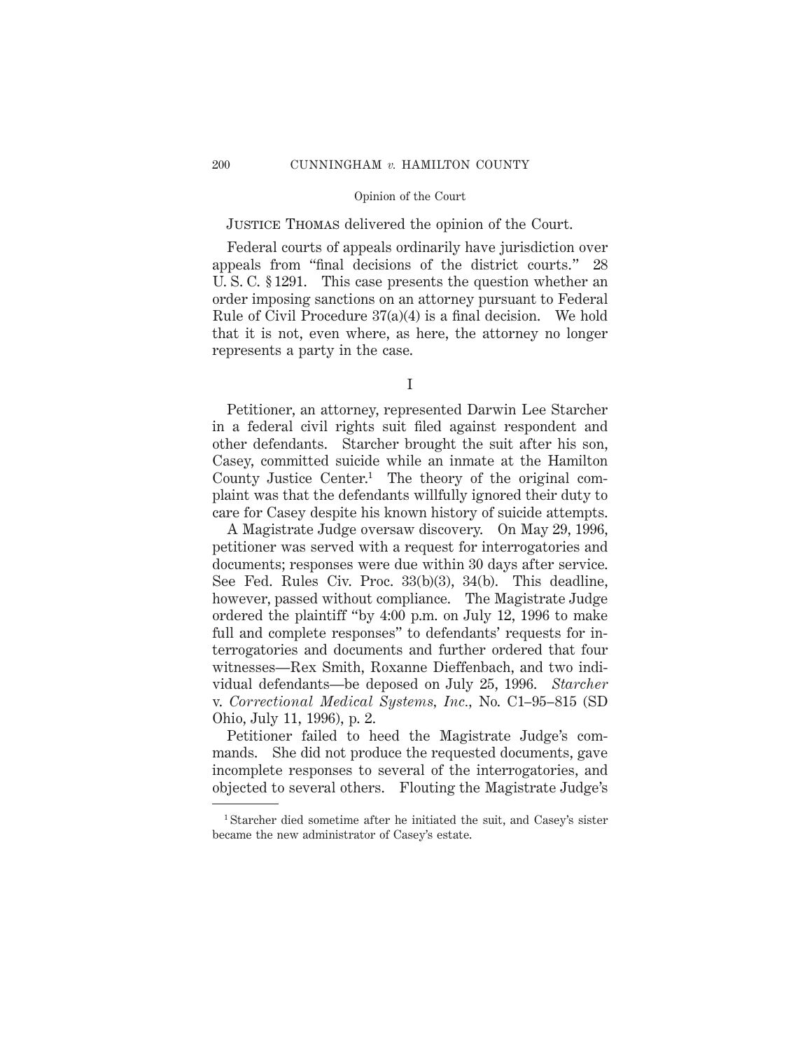Justice Thomas delivered the opinion of the Court.

Federal courts of appeals ordinarily have jurisdiction over appeals from "final decisions of the district courts." 28 U. S. C. § 1291. This case presents the question whether an order imposing sanctions on an attorney pursuant to Federal Rule of Civil Procedure 37(a)(4) is a final decision. We hold that it is not, even where, as here, the attorney no longer represents a party in the case.

## I

Petitioner, an attorney, represented Darwin Lee Starcher in a federal civil rights suit filed against respondent and other defendants. Starcher brought the suit after his son, Casey, committed suicide while an inmate at the Hamilton County Justice Center.[1] The theory of the original complaint was that the defendants willfully ignored their duty to care for Casey despite his known history of suicide attempts.

A Magistrate Judge oversaw discovery. On May 29, 1996, petitioner was served with a request for interrogatories and documents; responses were due within 30 days after service. See Fed. Rules Civ. Proc. 33(b)(3), 34(b). This deadline, however, passed without compliance. The Magistrate Judge ordered the plaintiff "by 4:00 p.m. on July 12, 1996 to make full and complete responses" to defendants' requests for interrogatories and documents and further ordered that four witnesses—Rex Smith, Roxanne Dieffenbach, and two individual defendants—be deposed on July 25, 1996. *Starcher* v. *Correctional Medical Systems, Inc.*, No. C1–95–815 (SD Ohio, July 11, 1996), p. 2.

Petitioner failed to heed the Magistrate Judge's commands. She did not produce the requested documents, gave incomplete responses to several of the interrogatories, and objected to several others. Flouting the Magistrate Judge's

[1] Starcher died sometime after he initiated the suit, and Casey's sister became the new administrator of Casey's estate.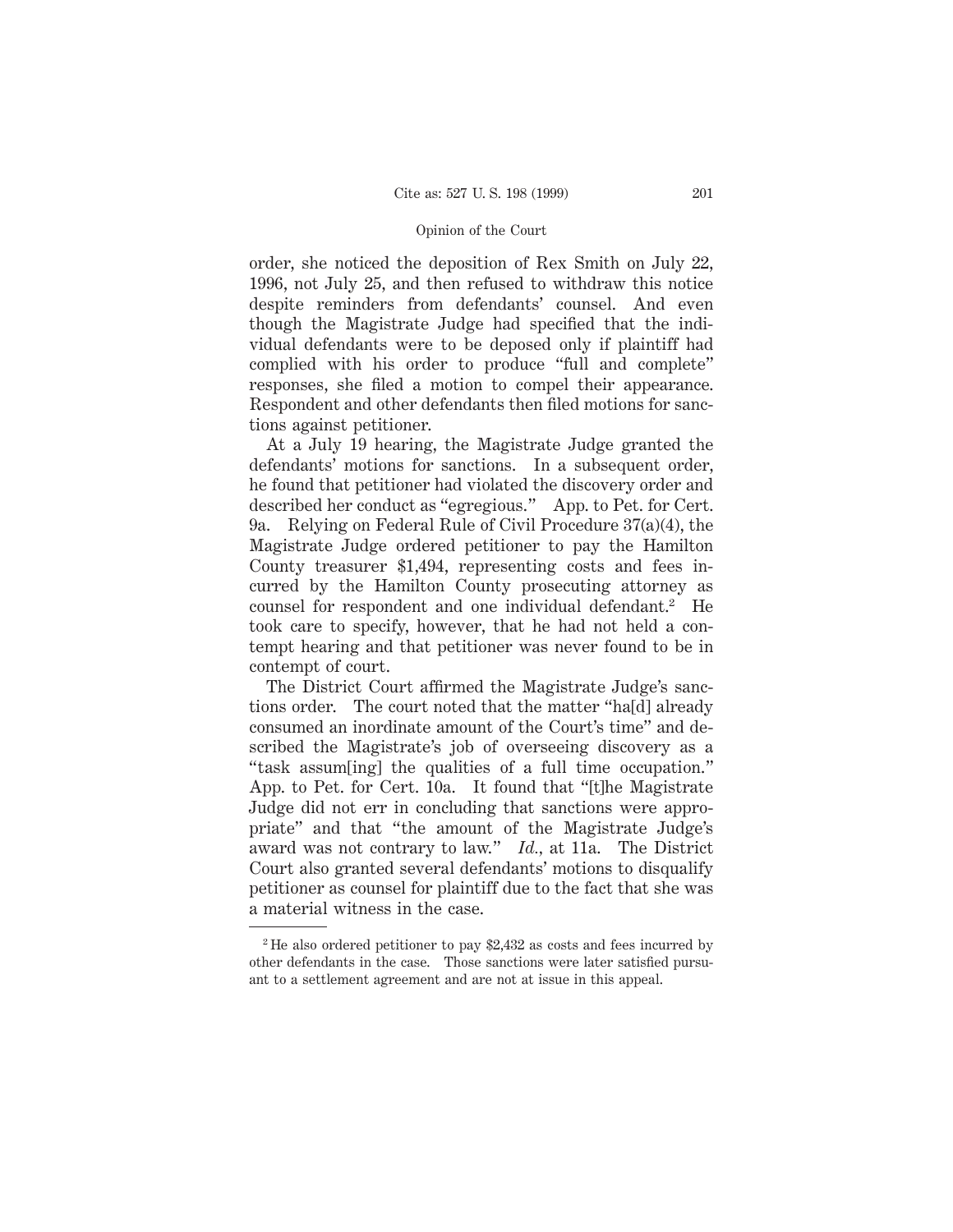order, she noticed the deposition of Rex Smith on July 22, 1996, not July 25, and then refused to withdraw this notice despite reminders from defendants' counsel. And even though the Magistrate Judge had specified that the individual defendants were to be deposed only if plaintiff had complied with his order to produce "full and complete" responses, she filed a motion to compel their appearance. Respondent and other defendants then filed motions for sanctions against petitioner.

At a July 19 hearing, the Magistrate Judge granted the defendants' motions for sanctions. In a subsequent order, he found that petitioner had violated the discovery order and described her conduct as "egregious." App. to Pet. for Cert. 9a. Relying on Federal Rule of Civil Procedure 37(a)(4), the Magistrate Judge ordered petitioner to pay the Hamilton County treasurer $1,494, representing costs and fees incurred by the Hamilton County prosecuting attorney as counsel for respondent and one individual defendant.[2] He took care to specify, however, that he had not held a contempt hearing and that petitioner was never found to be in contempt of court.

The District Court affirmed the Magistrate Judge's sanctions order. The court noted that the matter "ha[d] already consumed an inordinate amount of the Court's time" and described the Magistrate's job of overseeing discovery as a "task assum[ing] the qualities of a full time occupation." App. to Pet. for Cert. 10a. It found that "[t]he Magistrate Judge did not err in concluding that sanctions were appropriate" and that "the amount of the Magistrate Judge's award was not contrary to law." *Id.*, at 11a. The District Court also granted several defendants' motions to disqualify petitioner as counsel for plaintiff due to the fact that she was a material witness in the case.

---

[2] He also ordered petitioner to pay $2,432 as costs and fees incurred by other defendants in the case. Those sanctions were later satisfied pursuant to a settlement agreement and are not at issue in this appeal.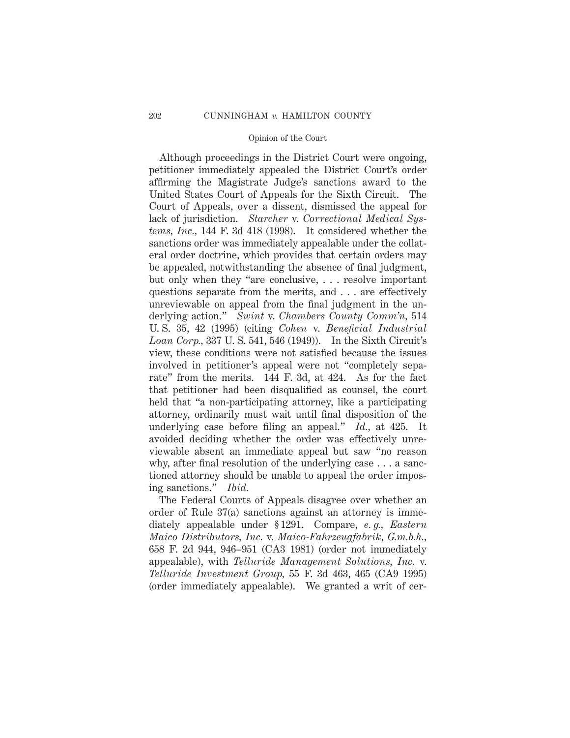Although proceedings in the District Court were ongoing, petitioner immediately appealed the District Court's order affirming the Magistrate Judge's sanctions award to the United States Court of Appeals for the Sixth Circuit. The Court of Appeals, over a dissent, dismissed the appeal for lack of jurisdiction. *Starcher* v. *Correctional Medical Systems, Inc.*, 144 F. 3d 418 (1998). It considered whether the sanctions order was immediately appealable under the collateral order doctrine, which provides that certain orders may be appealed, notwithstanding the absence of final judgment, but only when they "are conclusive, . . . resolve important questions separate from the merits, and . . . are effectively unreviewable on appeal from the final judgment in the underlying action." *Swint* v. *Chambers County Comm'n*, 514 U. S. 35, 42 (1995) (citing *Cohen* v. *Beneficial Industrial Loan Corp.*, 337 U. S. 541, 546 (1949)). In the Sixth Circuit's view, these conditions were not satisfied because the issues involved in petitioner's appeal were not "completely separate" from the merits. 144 F. 3d, at 424. As for the fact that petitioner had been disqualified as counsel, the court held that "a non-participating attorney, like a participating attorney, ordinarily must wait until final disposition of the underlying case before filing an appeal." *Id.*, at 425. It avoided deciding whether the order was effectively unreviewable absent an immediate appeal but saw "no reason why, after final resolution of the underlying case . . . a sanctioned attorney should be unable to appeal the order imposing sanctions." *Ibid.*

The Federal Courts of Appeals disagree over whether an order of Rule 37(a) sanctions against an attorney is immediately appealable under § 1291. Compare, *e. g.*, *Eastern Maico Distributors, Inc.* v. *Maico-Fahrzeugfabrik, G.m.b.h.*, 658 F. 2d 944, 946–951 (CA3 1981) (order not immediately appealable), with *Telluride Management Solutions, Inc.* v. *Telluride Investment Group*, 55 F. 3d 463, 465 (CA9 1995) (order immediately appealable). We granted a writ of cer-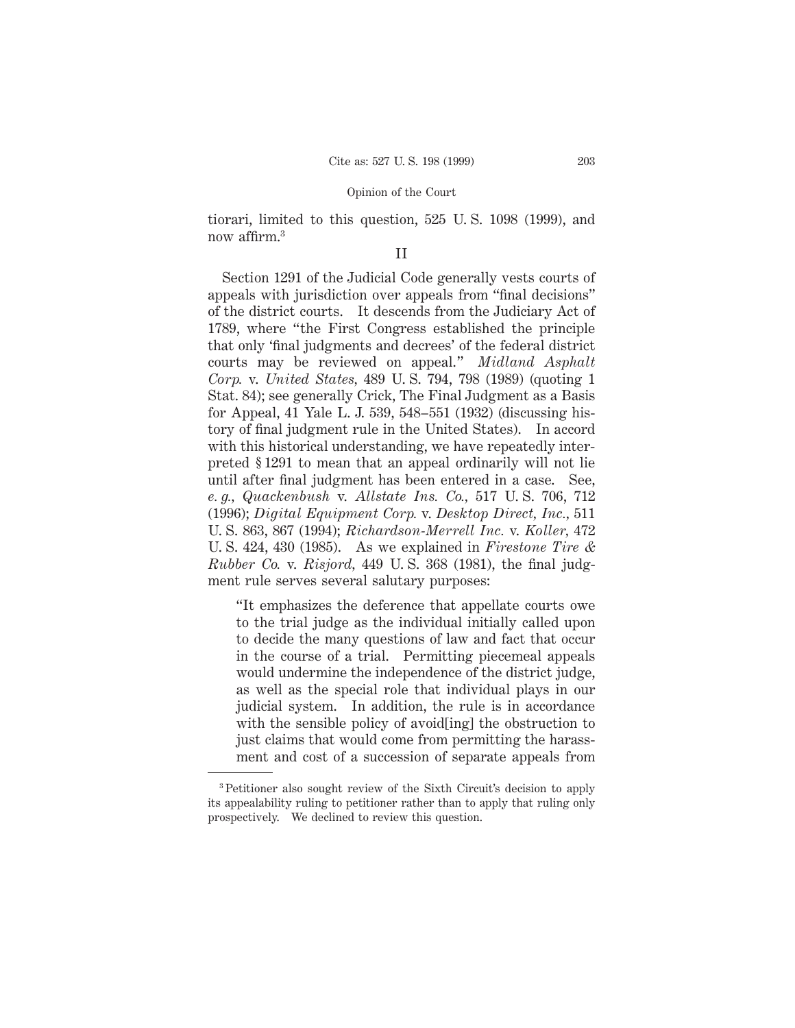tiorari, limited to this question, 525 U. S. 1098 (1999), and now affirm.[3]

## II

Section 1291 of the Judicial Code generally vests courts of appeals with jurisdiction over appeals from "final decisions" of the district courts. It descends from the Judiciary Act of 1789, where "the First Congress established the principle that only 'final judgments and decrees' of the federal district courts may be reviewed on appeal." *Midland Asphalt Corp.* v. *United States*, 489 U. S. 794, 798 (1989) (quoting 1 Stat. 84); see generally Crick, The Final Judgment as a Basis for Appeal, 41 Yale L. J. 539, 548–551 (1932) (discussing history of final judgment rule in the United States). In accord with this historical understanding, we have repeatedly interpreted § 1291 to mean that an appeal ordinarily will not lie until after final judgment has been entered in a case. See, *e. g.*, *Quackenbush* v. *Allstate Ins. Co.*, 517 U. S. 706, 712 (1996); *Digital Equipment Corp.* v. *Desktop Direct, Inc.*, 511 U. S. 863, 867 (1994); *Richardson-Merrell Inc.* v. *Koller*, 472 U. S. 424, 430 (1985). As we explained in *Firestone Tire & Rubber Co.* v. *Risjord*, 449 U. S. 368 (1981), the final judgment rule serves several salutary purposes:

> "It emphasizes the deference that appellate courts owe to the trial judge as the individual initially called upon to decide the many questions of law and fact that occur in the course of a trial. Permitting piecemeal appeals would undermine the independence of the district judge, as well as the special role that individual plays in our judicial system. In addition, the rule is in accordance with the sensible policy of avoid[ing] the obstruction to just claims that would come from permitting the harassment and cost of a succession of separate appeals from

[3] Petitioner also sought review of the Sixth Circuit's decision to apply its appealability ruling to petitioner rather than to apply that ruling only prospectively. We declined to review this question.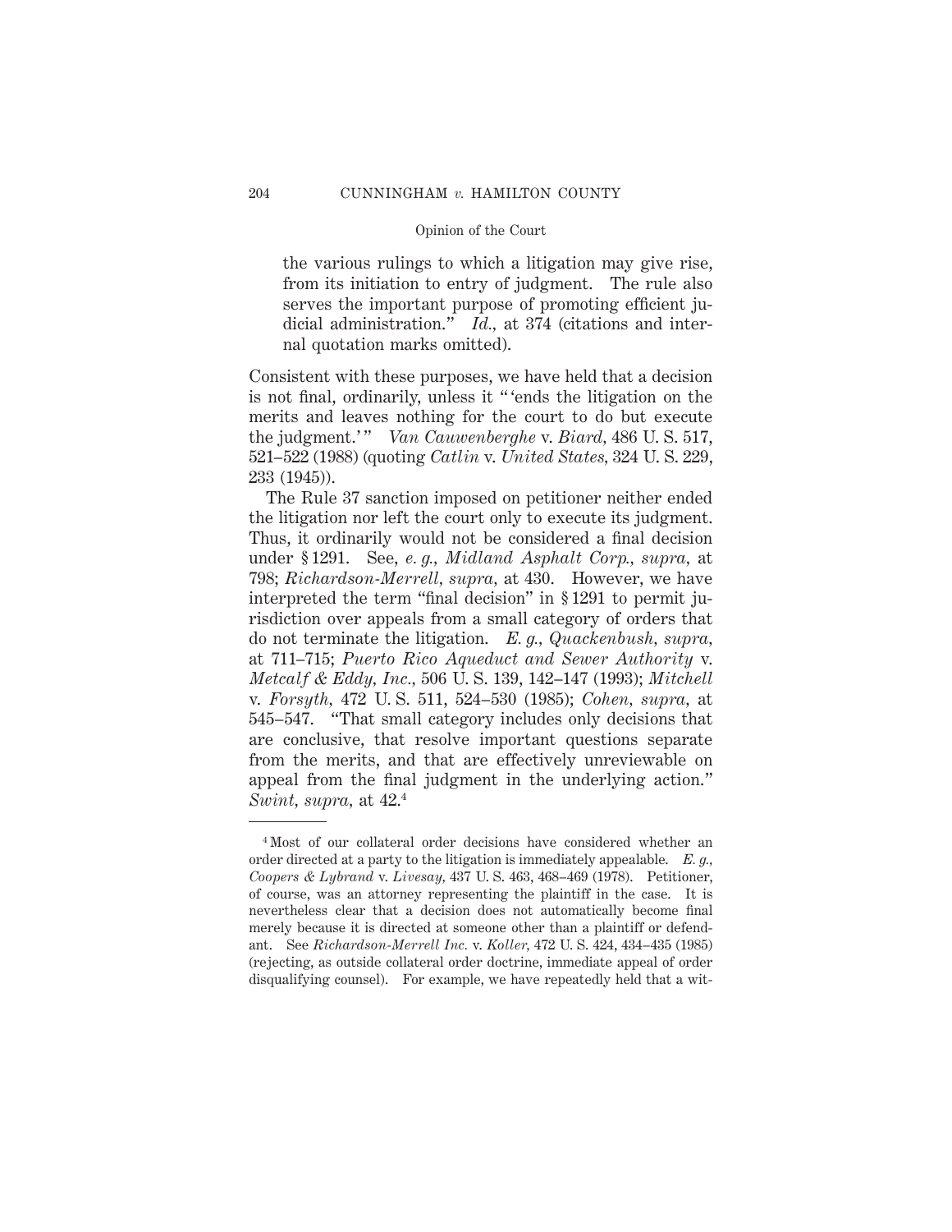the various rulings to which a litigation may give rise, from its initiation to entry of judgment. The rule also serves the important purpose of promoting efficient judicial administration." *Id.*, at 374 (citations and internal quotation marks omitted).

Consistent with these purposes, we have held that a decision is not final, ordinarily, unless it "'ends the litigation on the merits and leaves nothing for the court to do but execute the judgment.'" *Van Cauwenberghe* v. *Biard*, 486 U. S. 517, 521–522 (1988) (quoting *Catlin* v. *United States*, 324 U. S. 229, 233 (1945)).

The Rule 37 sanction imposed on petitioner neither ended the litigation nor left the court only to execute its judgment. Thus, it ordinarily would not be considered a final decision under § 1291. See, *e. g.*, *Midland Asphalt Corp.*, *supra*, at 798; *Richardson-Merrell*, *supra*, at 430. However, we have interpreted the term "final decision" in § 1291 to permit jurisdiction over appeals from a small category of orders that do not terminate the litigation. *E. g.*, *Quackenbush*, *supra*, at 711–715; *Puerto Rico Aqueduct and Sewer Authority* v. *Metcalf & Eddy, Inc.*, 506 U. S. 139, 142–147 (1993); *Mitchell* v. *Forsyth*, 472 U. S. 511, 524–530 (1985); *Cohen*, *supra*, at 545–547. "That small category includes only decisions that are conclusive, that resolve important questions separate from the merits, and that are effectively unreviewable on appeal from the final judgment in the underlying action." *Swint*, *supra*, at 42.[4]

---

[4] Most of our collateral order decisions have considered whether an order directed at a party to the litigation is immediately appealable. *E. g.*, *Coopers & Lybrand* v. *Livesay*, 437 U. S. 463, 468–469 (1978). Petitioner, of course, was an attorney representing the plaintiff in the case. It is nevertheless clear that a decision does not automatically become final merely because it is directed at someone other than a plaintiff or defendant. See *Richardson-Merrell Inc.* v. *Koller*, 472 U. S. 424, 434–435 (1985) (rejecting, as outside collateral order doctrine, immediate appeal of order disqualifying counsel). For example, we have repeatedly held that a wit-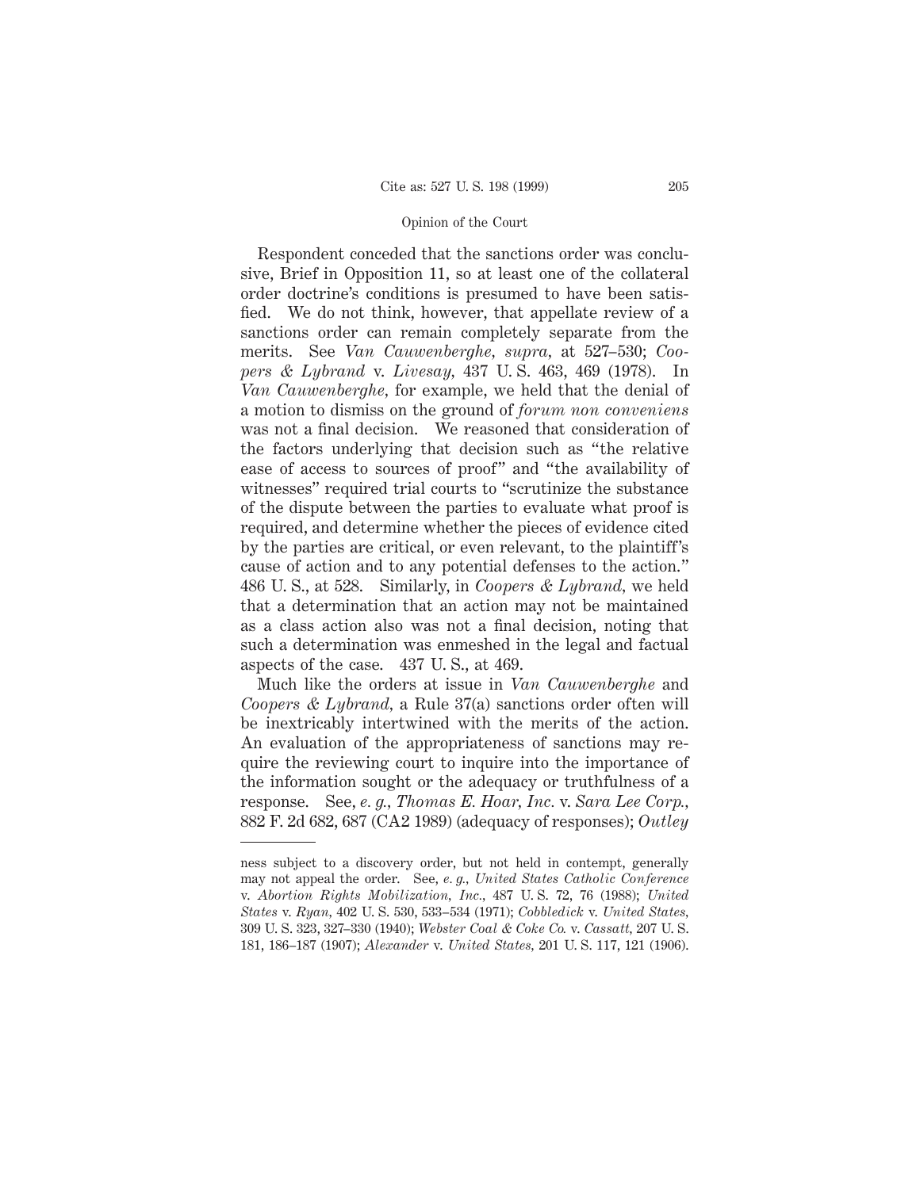Respondent conceded that the sanctions order was conclusive, Brief in Opposition 11, so at least one of the collateral order doctrine's conditions is presumed to have been satisfied. We do not think, however, that appellate review of a sanctions order can remain completely separate from the merits. See *Van Cauwenberghe*, *supra*, at 527–530; *Coopers & Lybrand* v. *Livesay*, 437 U. S. 463, 469 (1978). In *Van Cauwenberghe*, for example, we held that the denial of a motion to dismiss on the ground of *forum non conveniens* was not a final decision. We reasoned that consideration of the factors underlying that decision such as "the relative ease of access to sources of proof" and "the availability of witnesses" required trial courts to "scrutinize the substance of the dispute between the parties to evaluate what proof is required, and determine whether the pieces of evidence cited by the parties are critical, or even relevant, to the plaintiff's cause of action and to any potential defenses to the action." 486 U. S., at 528. Similarly, in *Coopers & Lybrand*, we held that a determination that an action may not be maintained as a class action also was not a final decision, noting that such a determination was enmeshed in the legal and factual aspects of the case. 437 U. S., at 469.

Much like the orders at issue in *Van Cauwenberghe* and *Coopers & Lybrand*, a Rule 37(a) sanctions order often will be inextricably intertwined with the merits of the action. An evaluation of the appropriateness of sanctions may require the reviewing court to inquire into the importance of the information sought or the adequacy or truthfulness of a response. See, *e. g.*, *Thomas E. Hoar, Inc.* v. *Sara Lee Corp.*, 882 F. 2d 682, 687 (CA2 1989) (adequacy of responses); *Outley*

---

ness subject to a discovery order, but not held in contempt, generally may not appeal the order. See, *e. g.*, *United States Catholic Conference* v. *Abortion Rights Mobilization, Inc.*, 487 U. S. 72, 76 (1988); *United States* v. *Ryan*, 402 U. S. 530, 533–534 (1971); *Cobbledick* v. *United States*, 309 U. S. 323, 327–330 (1940); *Webster Coal & Coke Co.* v. *Cassatt*, 207 U. S. 181, 186–187 (1907); *Alexander* v. *United States*, 201 U. S. 117, 121 (1906).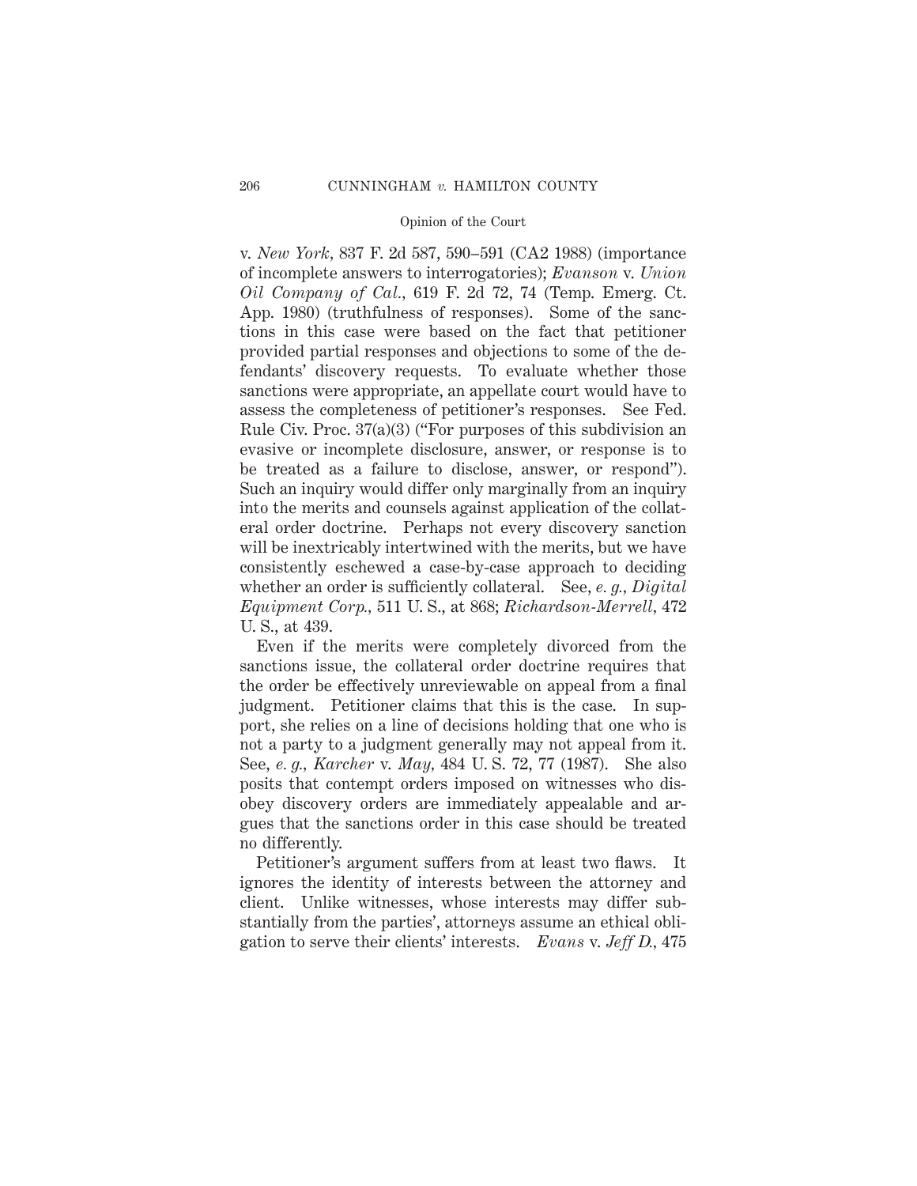v. *New York*, 837 F. 2d 587, 590–591 (CA2 1988) (importance of incomplete answers to interrogatories); *Evanson* v. *Union Oil Company of Cal.*, 619 F. 2d 72, 74 (Temp. Emerg. Ct. App. 1980) (truthfulness of responses). Some of the sanctions in this case were based on the fact that petitioner provided partial responses and objections to some of the defendants' discovery requests. To evaluate whether those sanctions were appropriate, an appellate court would have to assess the completeness of petitioner's responses. See Fed. Rule Civ. Proc. 37(a)(3) ("For purposes of this subdivision an evasive or incomplete disclosure, answer, or response is to be treated as a failure to disclose, answer, or respond"). Such an inquiry would differ only marginally from an inquiry into the merits and counsels against application of the collateral order doctrine. Perhaps not every discovery sanction will be inextricably intertwined with the merits, but we have consistently eschewed a case-by-case approach to deciding whether an order is sufficiently collateral. See, *e. g., Digital Equipment Corp.*, 511 U. S., at 868; *Richardson-Merrell*, 472 U. S., at 439.

Even if the merits were completely divorced from the sanctions issue, the collateral order doctrine requires that the order be effectively unreviewable on appeal from a final judgment. Petitioner claims that this is the case. In support, she relies on a line of decisions holding that one who is not a party to a judgment generally may not appeal from it. See, *e. g., Karcher* v. *May*, 484 U. S. 72, 77 (1987). She also posits that contempt orders imposed on witnesses who disobey discovery orders are immediately appealable and argues that the sanctions order in this case should be treated no differently.

Petitioner's argument suffers from at least two flaws. It ignores the identity of interests between the attorney and client. Unlike witnesses, whose interests may differ substantially from the parties', attorneys assume an ethical obligation to serve their clients' interests. *Evans* v. *Jeff D.*, 475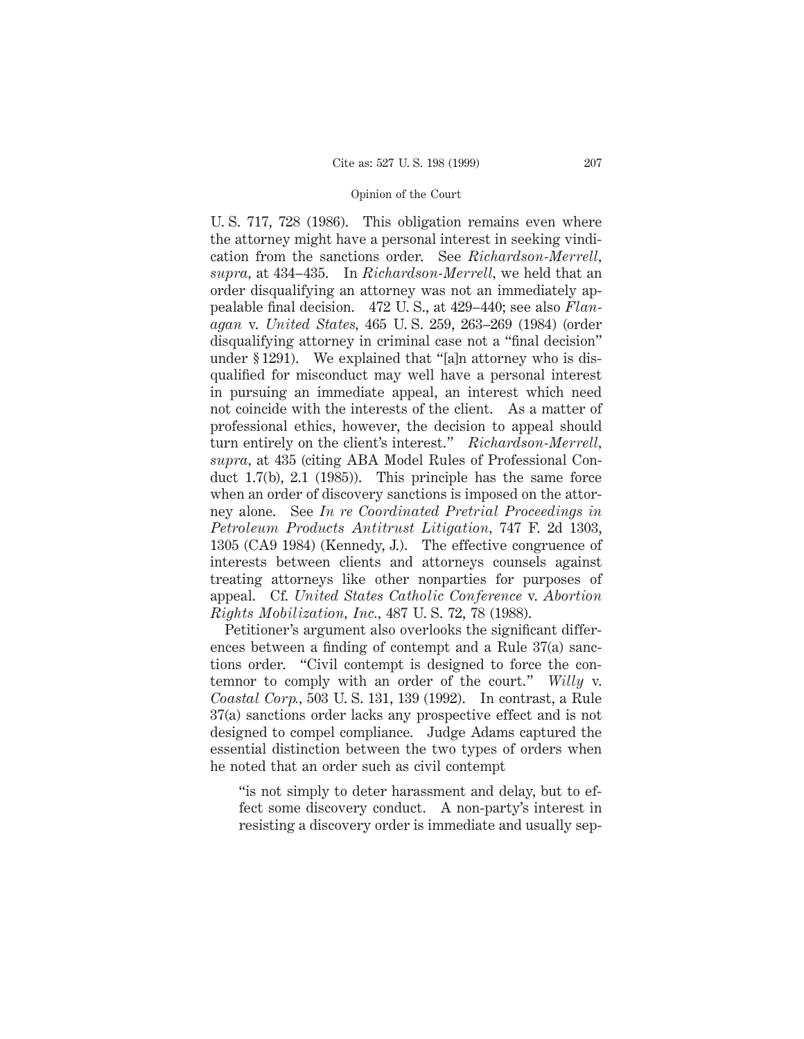U. S. 717, 728 (1986). This obligation remains even where the attorney might have a personal interest in seeking vindication from the sanctions order. See *Richardson-Merrell*, *supra*, at 434–435. In *Richardson-Merrell*, we held that an order disqualifying an attorney was not an immediately appealable final decision. 472 U. S., at 429–440; see also *Flanagan* v. *United States*, 465 U. S. 259, 263–269 (1984) (order disqualifying attorney in criminal case not a "final decision" under § 1291). We explained that "[a]n attorney who is disqualified for misconduct may well have a personal interest in pursuing an immediate appeal, an interest which need not coincide with the interests of the client. As a matter of professional ethics, however, the decision to appeal should turn entirely on the client's interest." *Richardson-Merrell*, *supra*, at 435 (citing ABA Model Rules of Professional Conduct 1.7(b), 2.1 (1985)). This principle has the same force when an order of discovery sanctions is imposed on the attorney alone. See *In re Coordinated Pretrial Proceedings in Petroleum Products Antitrust Litigation*, 747 F. 2d 1303, 1305 (CA9 1984) (Kennedy, J.). The effective congruence of interests between clients and attorneys counsels against treating attorneys like other nonparties for purposes of appeal. Cf. *United States Catholic Conference* v. *Abortion Rights Mobilization, Inc.*, 487 U. S. 72, 78 (1988).

Petitioner's argument also overlooks the significant differences between a finding of contempt and a Rule 37(a) sanctions order. "Civil contempt is designed to force the contemnor to comply with an order of the court." *Willy* v. *Coastal Corp.*, 503 U. S. 131, 139 (1992). In contrast, a Rule 37(a) sanctions order lacks any prospective effect and is not designed to compel compliance. Judge Adams captured the essential distinction between the two types of orders when he noted that an order such as civil contempt

> "is not simply to deter harassment and delay, but to effect some discovery conduct. A non-party's interest in resisting a discovery order is immediate and usually sep-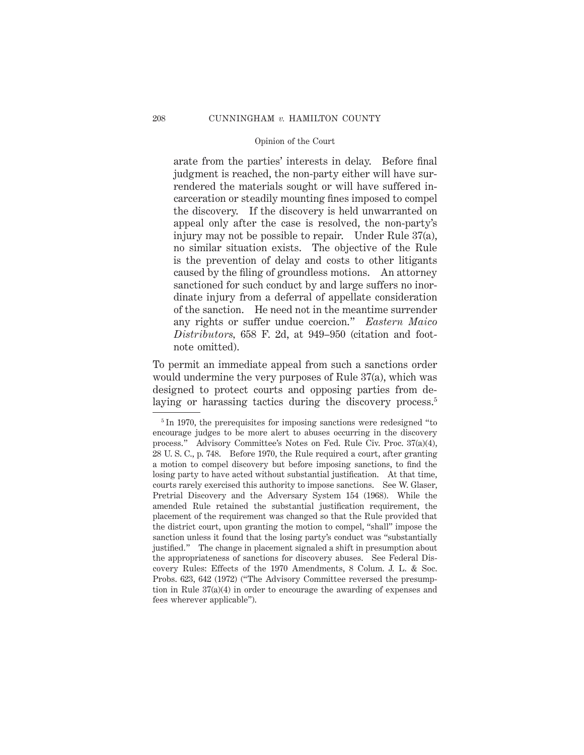> arate from the parties' interests in delay. Before final judgment is reached, the non-party either will have surrendered the materials sought or will have suffered incarceration or steadily mounting fines imposed to compel the discovery. If the discovery is held unwarranted on appeal only after the case is resolved, the non-party's injury may not be possible to repair. Under Rule 37(a), no similar situation exists. The objective of the Rule is the prevention of delay and costs to other litigants caused by the filing of groundless motions. An attorney sanctioned for such conduct by and large suffers no inordinate injury from a deferral of appellate consideration of the sanction. He need not in the meantime surrender any rights or suffer undue coercion." *Eastern Maico Distributors*, 658 F. 2d, at 949–950 (citation and footnote omitted).

To permit an immediate appeal from such a sanctions order would undermine the very purposes of Rule 37(a), which was designed to protect courts and opposing parties from delaying or harassing tactics during the discovery process.[5]

---

[5] In 1970, the prerequisites for imposing sanctions were redesigned "to encourage judges to be more alert to abuses occurring in the discovery process." Advisory Committee's Notes on Fed. Rule Civ. Proc. 37(a)(4), 28 U. S. C., p. 748. Before 1970, the Rule required a court, after granting a motion to compel discovery but before imposing sanctions, to find the losing party to have acted without substantial justification. At that time, courts rarely exercised this authority to impose sanctions. See W. Glaser, Pretrial Discovery and the Adversary System 154 (1968). While the amended Rule retained the substantial justification requirement, the placement of the requirement was changed so that the Rule provided that the district court, upon granting the motion to compel, "shall" impose the sanction unless it found that the losing party's conduct was "substantially justified." The change in placement signaled a shift in presumption about the appropriateness of sanctions for discovery abuses. See Federal Discovery Rules: Effects of the 1970 Amendments, 8 Colum. J. L. & Soc. Probs. 623, 642 (1972) ("The Advisory Committee reversed the presumption in Rule 37(a)(4) in order to encourage the awarding of expenses and fees wherever applicable").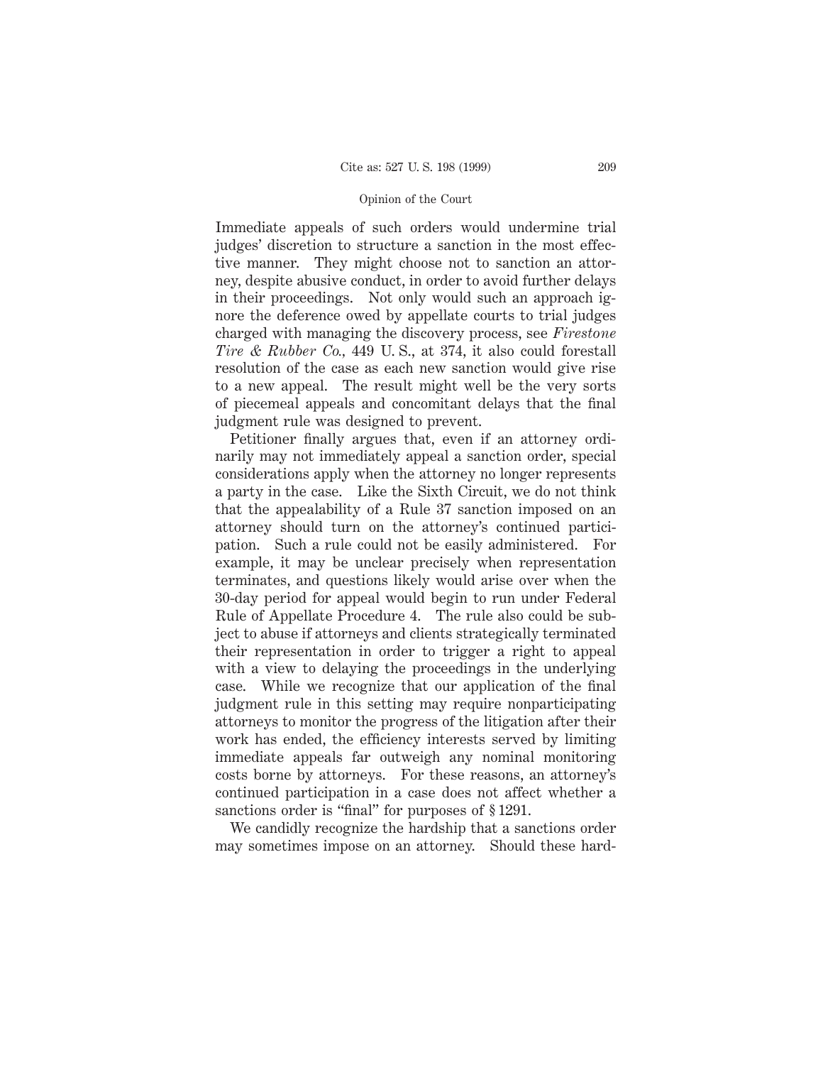Immediate appeals of such orders would undermine trial judges' discretion to structure a sanction in the most effective manner. They might choose not to sanction an attorney, despite abusive conduct, in order to avoid further delays in their proceedings. Not only would such an approach ignore the deference owed by appellate courts to trial judges charged with managing the discovery process, see *Firestone Tire & Rubber Co.*, 449 U. S., at 374, it also could forestall resolution of the case as each new sanction would give rise to a new appeal. The result might well be the very sorts of piecemeal appeals and concomitant delays that the final judgment rule was designed to prevent.

Petitioner finally argues that, even if an attorney ordinarily may not immediately appeal a sanction order, special considerations apply when the attorney no longer represents a party in the case. Like the Sixth Circuit, we do not think that the appealability of a Rule 37 sanction imposed on an attorney should turn on the attorney's continued participation. Such a rule could not be easily administered. For example, it may be unclear precisely when representation terminates, and questions likely would arise over when the 30-day period for appeal would begin to run under Federal Rule of Appellate Procedure 4. The rule also could be subject to abuse if attorneys and clients strategically terminated their representation in order to trigger a right to appeal with a view to delaying the proceedings in the underlying case. While we recognize that our application of the final judgment rule in this setting may require nonparticipating attorneys to monitor the progress of the litigation after their work has ended, the efficiency interests served by limiting immediate appeals far outweigh any nominal monitoring costs borne by attorneys. For these reasons, an attorney's continued participation in a case does not affect whether a sanctions order is "final" for purposes of § 1291.

We candidly recognize the hardship that a sanctions order may sometimes impose on an attorney. Should these hard-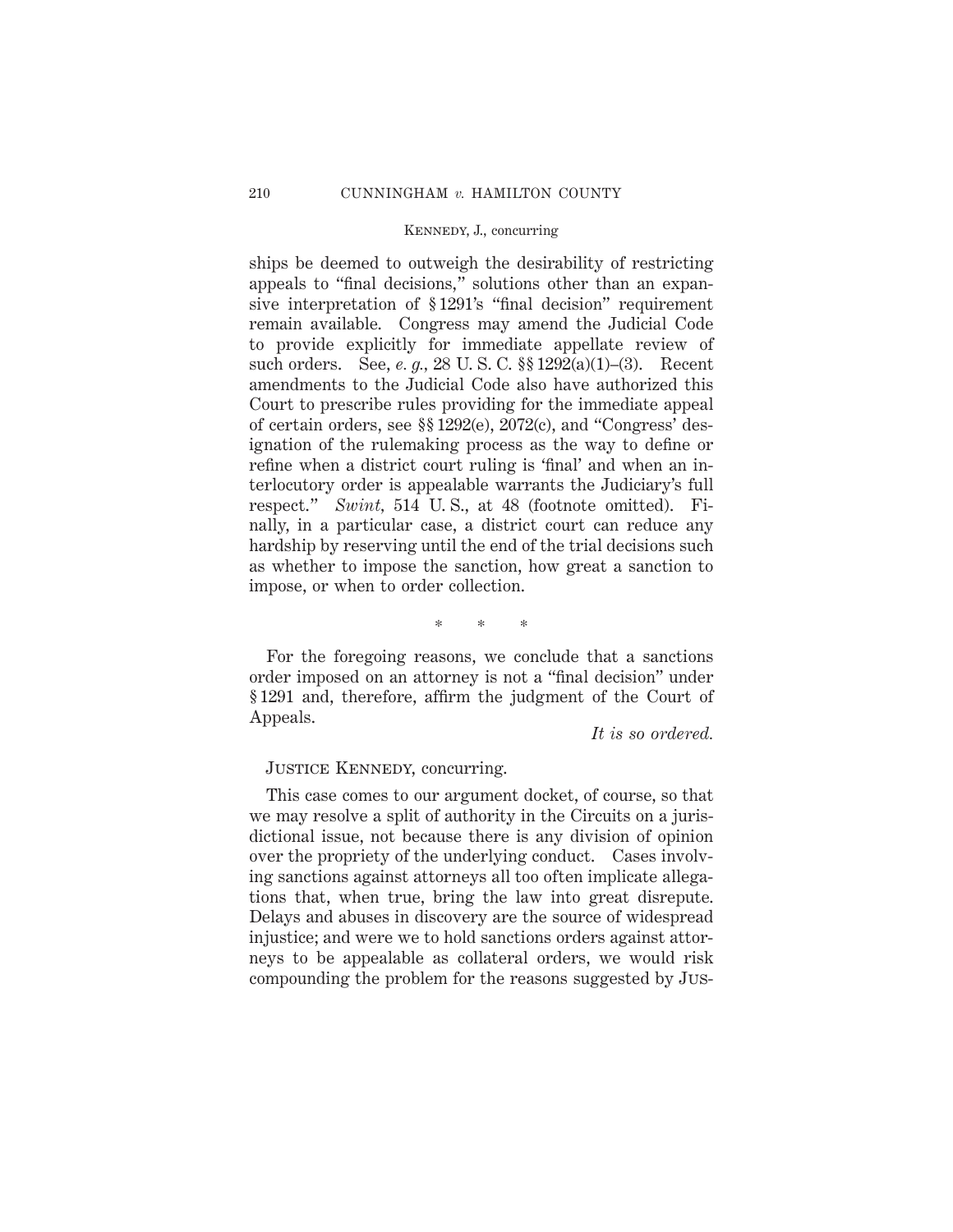ships be deemed to outweigh the desirability of restricting appeals to "final decisions," solutions other than an expansive interpretation of § 1291's "final decision" requirement remain available. Congress may amend the Judicial Code to provide explicitly for immediate appellate review of such orders. See, *e. g.,* 28 U. S. C. §§ 1292(a)(1)–(3). Recent amendments to the Judicial Code also have authorized this Court to prescribe rules providing for the immediate appeal of certain orders, see §§ 1292(e), 2072(c), and "Congress' designation of the rulemaking process as the way to define or refine when a district court ruling is 'final' and when an interlocutory order is appealable warrants the Judiciary's full respect." *Swint,* 514 U. S., at 48 (footnote omitted). Finally, in a particular case, a district court can reduce any hardship by reserving until the end of the trial decisions such as whether to impose the sanction, how great a sanction to impose, or when to order collection.

\* \* \*

For the foregoing reasons, we conclude that a sanctions order imposed on an attorney is not a "final decision" under § 1291 and, therefore, affirm the judgment of the Court of Appeals.

*It is so ordered.*

Justice Kennedy, concurring.

This case comes to our argument docket, of course, so that we may resolve a split of authority in the Circuits on a jurisdictional issue, not because there is any division of opinion over the propriety of the underlying conduct. Cases involving sanctions against attorneys all too often implicate allegations that, when true, bring the law into great disrepute. Delays and abuses in discovery are the source of widespread injustice; and were we to hold sanctions orders against attorneys to be appealable as collateral orders, we would risk compounding the problem for the reasons suggested by Jus-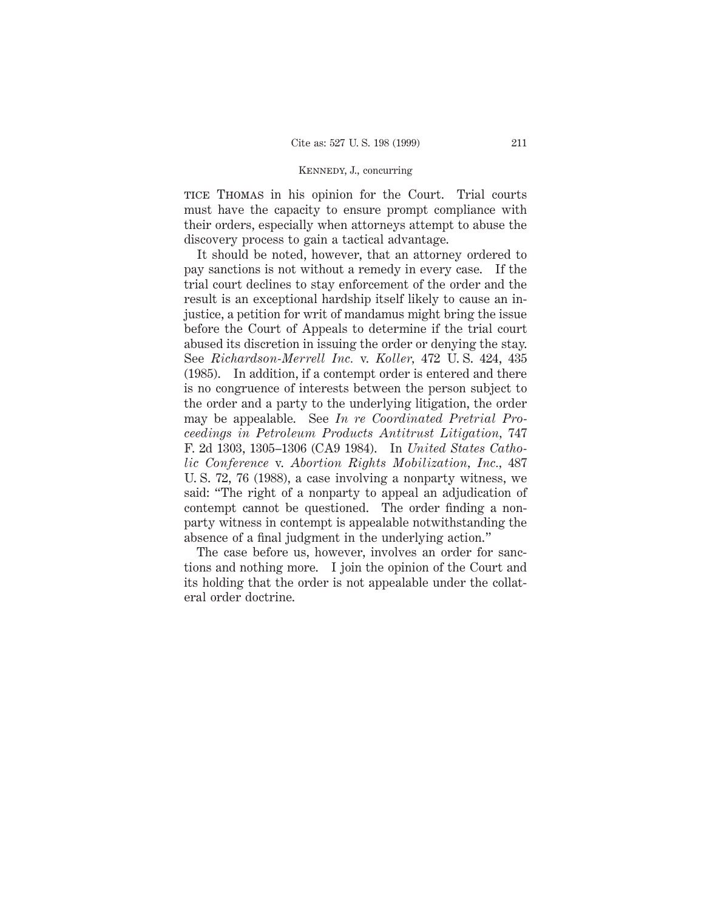tice Thomas in his opinion for the Court. Trial courts must have the capacity to ensure prompt compliance with their orders, especially when attorneys attempt to abuse the discovery process to gain a tactical advantage.

It should be noted, however, that an attorney ordered to pay sanctions is not without a remedy in every case. If the trial court declines to stay enforcement of the order and the result is an exceptional hardship itself likely to cause an injustice, a petition for writ of mandamus might bring the issue before the Court of Appeals to determine if the trial court abused its discretion in issuing the order or denying the stay. See *Richardson-Merrell Inc.* v. *Koller,* 472 U. S. 424, 435 (1985). In addition, if a contempt order is entered and there is no congruence of interests between the person subject to the order and a party to the underlying litigation, the order may be appealable. See *In re Coordinated Pretrial Proceedings in Petroleum Products Antitrust Litigation,* 747 F. 2d 1303, 1305–1306 (CA9 1984). In *United States Catholic Conference* v. *Abortion Rights Mobilization, Inc.,* 487 U. S. 72, 76 (1988), a case involving a nonparty witness, we said: "The right of a nonparty to appeal an adjudication of contempt cannot be questioned. The order finding a nonparty witness in contempt is appealable notwithstanding the absence of a final judgment in the underlying action."

The case before us, however, involves an order for sanctions and nothing more. I join the opinion of the Court and its holding that the order is not appealable under the collateral order doctrine.